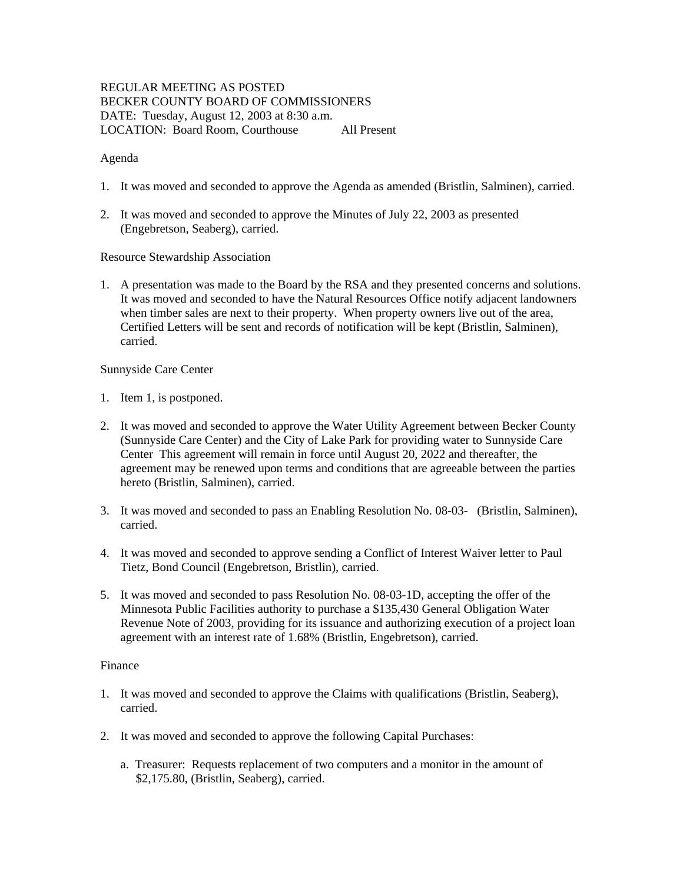REGULAR MEETING AS POSTED
BECKER COUNTY BOARD OF COMMISSIONERS
DATE: Tuesday, August 12, 2003 at 8:30 a.m.
LOCATION: Board Room, Courthouse All Present

Agenda

1. It was moved and seconded to approve the Agenda as amended (Bristlin, Salminen), carried.

2. It was moved and seconded to approve the Minutes of July 22, 2003 as presented (Engebretson, Seaberg), carried.

Resource Stewardship Association

1. A presentation was made to the Board by the RSA and they presented concerns and solutions. It was moved and seconded to have the Natural Resources Office notify adjacent landowners when timber sales are next to their property. When property owners live out of the area, Certified Letters will be sent and records of notification will be kept (Bristlin, Salminen), carried.

Sunnyside Care Center

1. Item 1, is postponed.

2. It was moved and seconded to approve the Water Utility Agreement between Becker County (Sunnyside Care Center) and the City of Lake Park for providing water to Sunnyside Care Center This agreement will remain in force until August 20, 2022 and thereafter, the agreement may be renewed upon terms and conditions that are agreeable between the parties hereto (Bristlin, Salminen), carried.

3. It was moved and seconded to pass an Enabling Resolution No. 08-03- (Bristlin, Salminen), carried.

4. It was moved and seconded to approve sending a Conflict of Interest Waiver letter to Paul Tietz, Bond Council (Engebretson, Bristlin), carried.

5. It was moved and seconded to pass Resolution No. 08-03-1D, accepting the offer of the Minnesota Public Facilities authority to purchase a $135,430 General Obligation Water Revenue Note of 2003, providing for its issuance and authorizing execution of a project loan agreement with an interest rate of 1.68% (Bristlin, Engebretson), carried.

Finance

1. It was moved and seconded to approve the Claims with qualifications (Bristlin, Seaberg), carried.

2. It was moved and seconded to approve the following Capital Purchases:

   a. Treasurer: Requests replacement of two computers and a monitor in the amount of $2,175.80, (Bristlin, Seaberg), carried.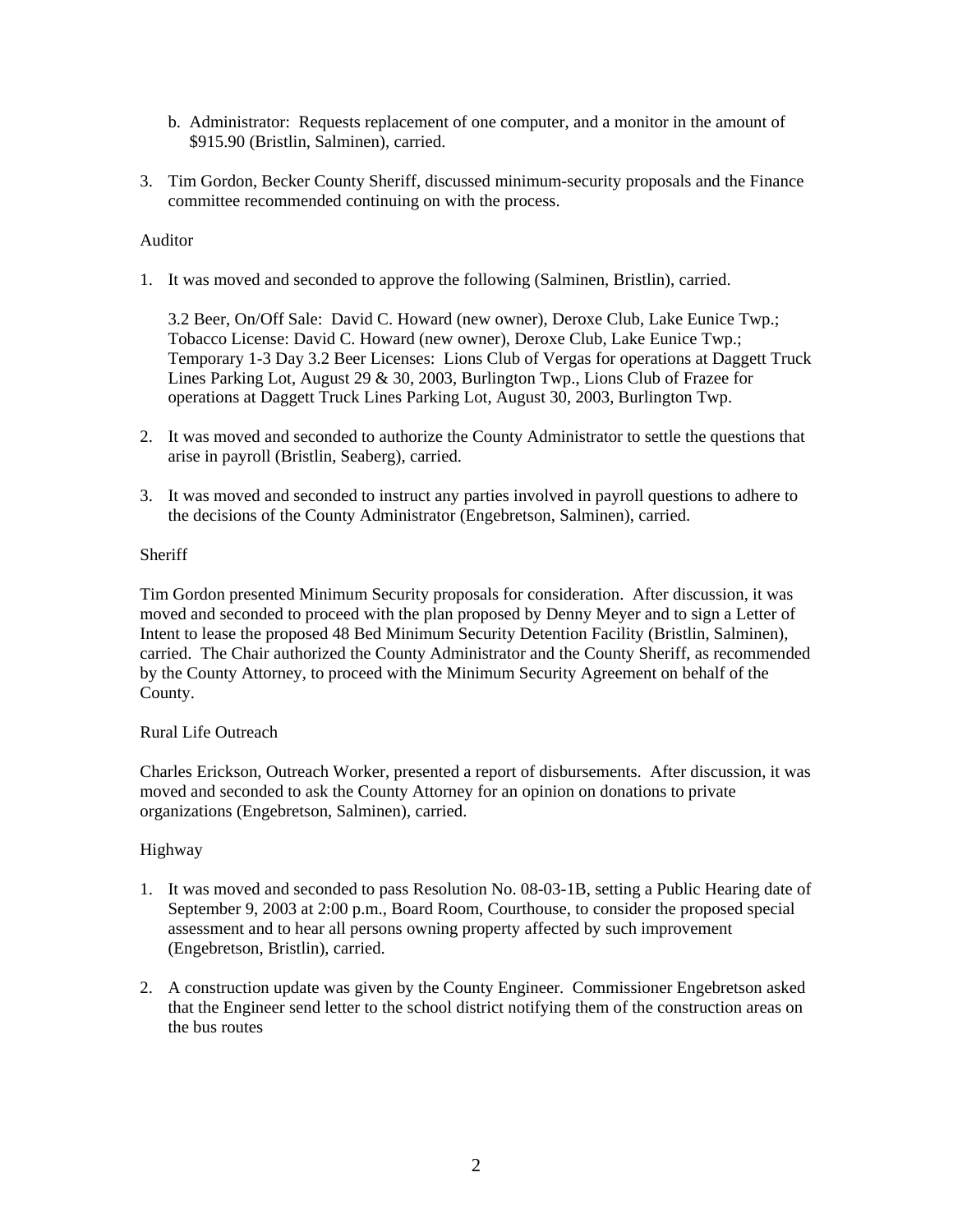b. Administrator: Requests replacement of one computer, and a monitor in the amount of $915.90 (Bristlin, Salminen), carried.

3. Tim Gordon, Becker County Sheriff, discussed minimum-security proposals and the Finance committee recommended continuing on with the process.

Auditor

1. It was moved and seconded to approve the following (Salminen, Bristlin), carried.

   3.2 Beer, On/Off Sale: David C. Howard (new owner), Deroxe Club, Lake Eunice Twp.;
   Tobacco License: David C. Howard (new owner), Deroxe Club, Lake Eunice Twp.;
   Temporary 1-3 Day 3.2 Beer Licenses: Lions Club of Vergas for operations at Daggett Truck Lines Parking Lot, August 29 & 30, 2003, Burlington Twp., Lions Club of Frazee for operations at Daggett Truck Lines Parking Lot, August 30, 2003, Burlington Twp.

2. It was moved and seconded to authorize the County Administrator to settle the questions that arise in payroll (Bristlin, Seaberg), carried.

3. It was moved and seconded to instruct any parties involved in payroll questions to adhere to the decisions of the County Administrator (Engebretson, Salminen), carried.

Sheriff

Tim Gordon presented Minimum Security proposals for consideration. After discussion, it was moved and seconded to proceed with the plan proposed by Denny Meyer and to sign a Letter of Intent to lease the proposed 48 Bed Minimum Security Detention Facility (Bristlin, Salminen), carried. The Chair authorized the County Administrator and the County Sheriff, as recommended by the County Attorney, to proceed with the Minimum Security Agreement on behalf of the County.

Rural Life Outreach

Charles Erickson, Outreach Worker, presented a report of disbursements. After discussion, it was moved and seconded to ask the County Attorney for an opinion on donations to private organizations (Engebretson, Salminen), carried.

Highway

1. It was moved and seconded to pass Resolution No. 08-03-1B, setting a Public Hearing date of September 9, 2003 at 2:00 p.m., Board Room, Courthouse, to consider the proposed special assessment and to hear all persons owning property affected by such improvement (Engebretson, Bristlin), carried.

2. A construction update was given by the County Engineer. Commissioner Engebretson asked that the Engineer send letter to the school district notifying them of the construction areas on the bus routes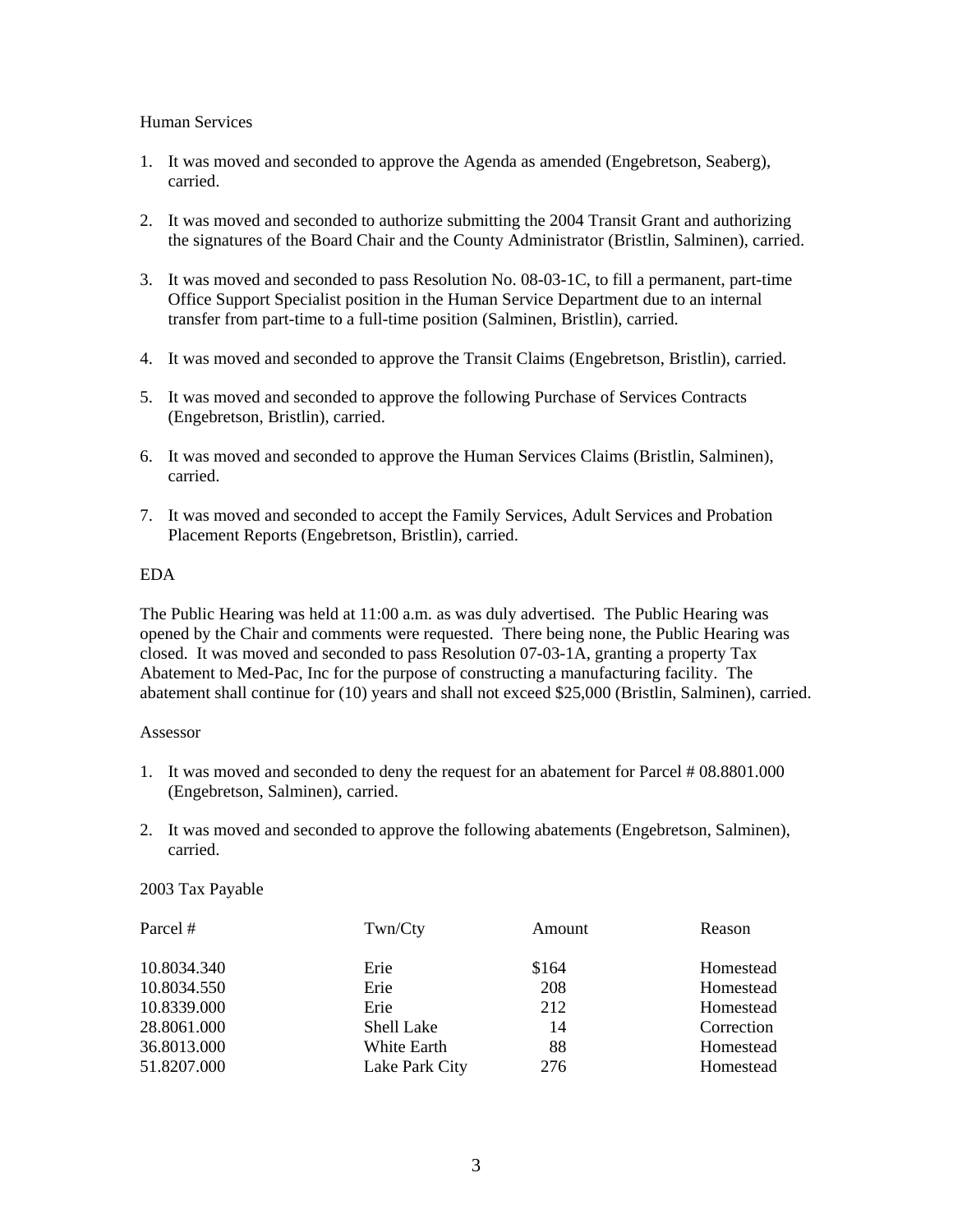Human Services

1. It was moved and seconded to approve the Agenda as amended (Engebretson, Seaberg), carried.

2. It was moved and seconded to authorize submitting the 2004 Transit Grant and authorizing the signatures of the Board Chair and the County Administrator (Bristlin, Salminen), carried.

3. It was moved and seconded to pass Resolution No. 08-03-1C, to fill a permanent, part-time Office Support Specialist position in the Human Service Department due to an internal transfer from part-time to a full-time position (Salminen, Bristlin), carried.

4. It was moved and seconded to approve the Transit Claims (Engebretson, Bristlin), carried.

5. It was moved and seconded to approve the following Purchase of Services Contracts (Engebretson, Bristlin), carried.

6. It was moved and seconded to approve the Human Services Claims (Bristlin, Salminen), carried.

7. It was moved and seconded to accept the Family Services, Adult Services and Probation Placement Reports (Engebretson, Bristlin), carried.

EDA

The Public Hearing was held at 11:00 a.m. as was duly advertised. The Public Hearing was opened by the Chair and comments were requested. There being none, the Public Hearing was closed. It was moved and seconded to pass Resolution 07-03-1A, granting a property Tax Abatement to Med-Pac, Inc for the purpose of constructing a manufacturing facility. The abatement shall continue for (10) years and shall not exceed $25,000 (Bristlin, Salminen), carried.

Assessor

1. It was moved and seconded to deny the request for an abatement for Parcel # 08.8801.000 (Engebretson, Salminen), carried.

2. It was moved and seconded to approve the following abatements (Engebretson, Salminen), carried.

2003 Tax Payable

| Parcel # | Twn/Cty | Amount | Reason |
|---|---|---|---|
| 10.8034.340 | Erie | $164 | Homestead |
| 10.8034.550 | Erie | 208 | Homestead |
| 10.8339.000 | Erie | 212 | Homestead |
| 28.8061.000 | Shell Lake | 14 | Correction |
| 36.8013.000 | White Earth | 88 | Homestead |
| 51.8207.000 | Lake Park City | 276 | Homestead |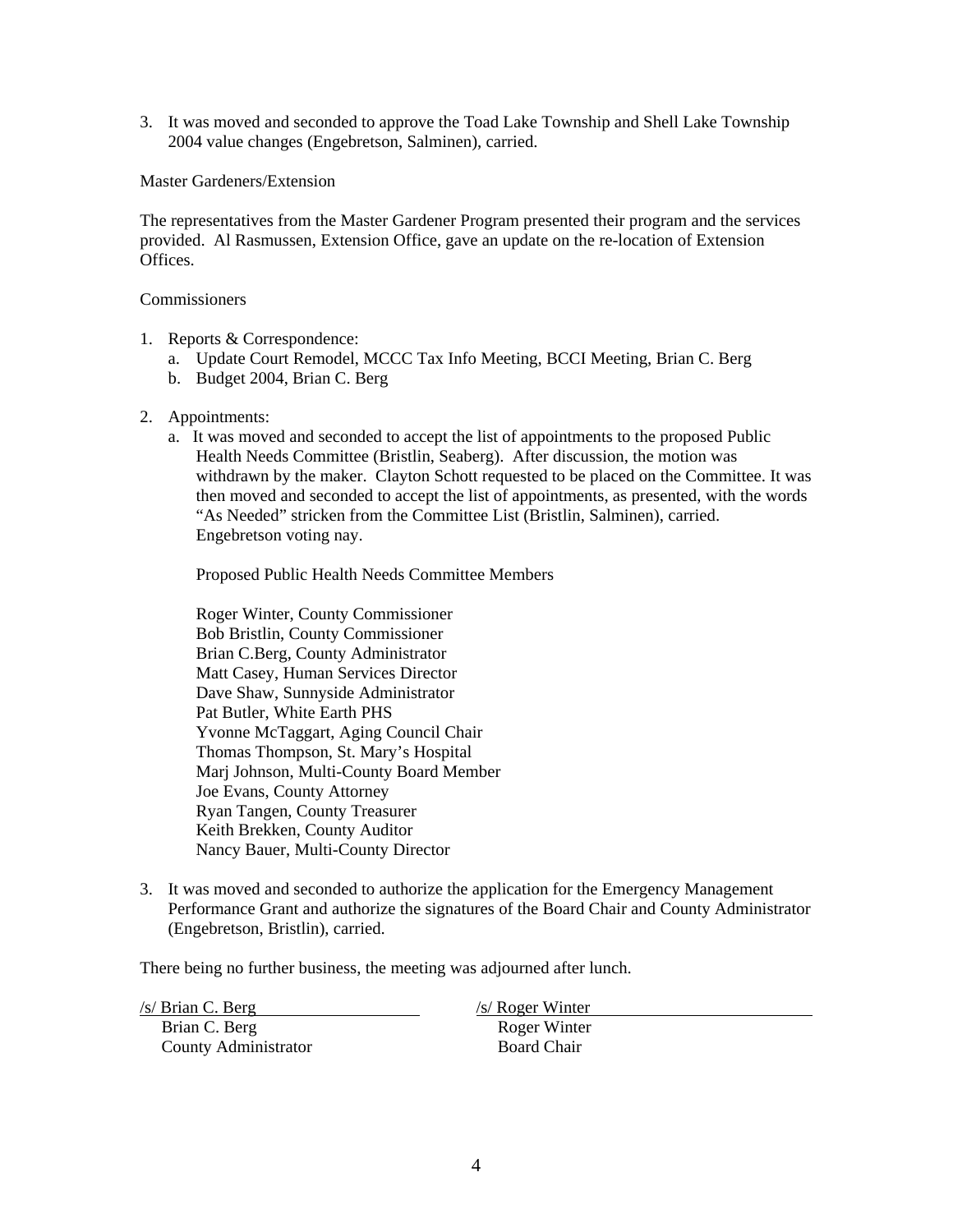3. It was moved and seconded to approve the Toad Lake Township and Shell Lake Township 2004 value changes (Engebretson, Salminen), carried.

Master Gardeners/Extension

The representatives from the Master Gardener Program presented their program and the services provided. Al Rasmussen, Extension Office, gave an update on the re-location of Extension Offices.

Commissioners

1. Reports & Correspondence:
   a. Update Court Remodel, MCCC Tax Info Meeting, BCCI Meeting, Brian C. Berg
   b. Budget 2004, Brian C. Berg

2. Appointments:
   a. It was moved and seconded to accept the list of appointments to the proposed Public Health Needs Committee (Bristlin, Seaberg). After discussion, the motion was withdrawn by the maker. Clayton Schott requested to be placed on the Committee. It was then moved and seconded to accept the list of appointments, as presented, with the words "As Needed" stricken from the Committee List (Bristlin, Salminen), carried. Engebretson voting nay.

      Proposed Public Health Needs Committee Members

      Roger Winter, County Commissioner
      Bob Bristlin, County Commissioner
      Brian C.Berg, County Administrator
      Matt Casey, Human Services Director
      Dave Shaw, Sunnyside Administrator
      Pat Butler, White Earth PHS
      Yvonne McTaggart, Aging Council Chair
      Thomas Thompson, St. Mary's Hospital
      Marj Johnson, Multi-County Board Member
      Joe Evans, County Attorney
      Ryan Tangen, County Treasurer
      Keith Brekken, County Auditor
      Nancy Bauer, Multi-County Director

3. It was moved and seconded to authorize the application for the Emergency Management Performance Grant and authorize the signatures of the Board Chair and County Administrator (Engebretson, Bristlin), carried.

There being no further business, the meeting was adjourned after lunch.

/s/ Brian C. Berg
Brian C. Berg
County Administrator

/s/ Roger Winter
Roger Winter
Board Chair